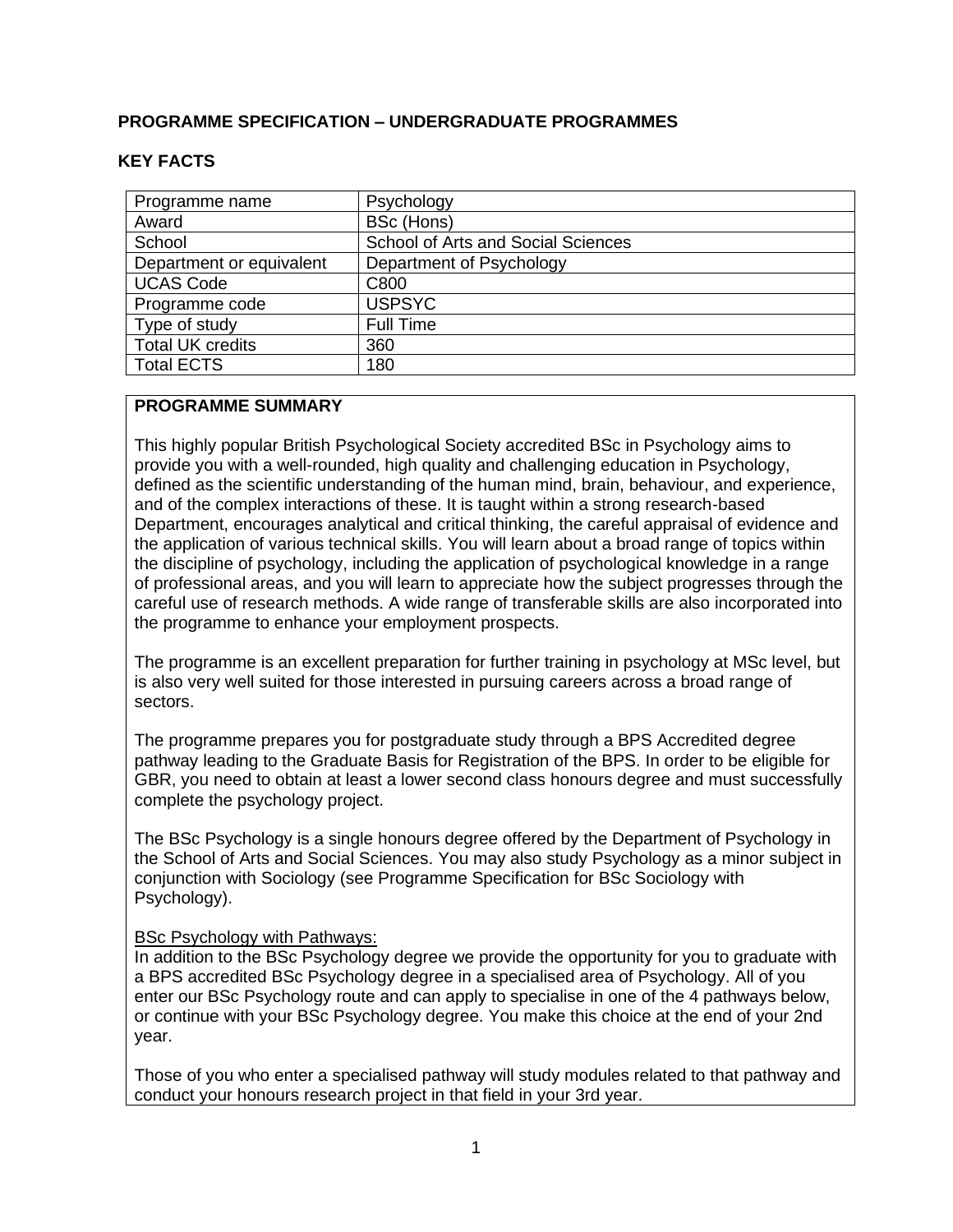# PROGRAMME SPECIFICATION – UNDERGRADUATE PROGRAMMES

## KEY FACTS

| | |
|---|---|
| Programme name | Psychology |
| Award | BSc (Hons) |
| School | School of Arts and Social Sciences |
| Department or equivalent | Department of Psychology |
| UCAS Code | C800 |
| Programme code | USPSYC |
| Type of study | Full Time |
| Total UK credits | 360 |
| Total ECTS | 180 |

## PROGRAMME SUMMARY

This highly popular British Psychological Society accredited BSc in Psychology aims to provide you with a well-rounded, high quality and challenging education in Psychology, defined as the scientific understanding of the human mind, brain, behaviour, and experience, and of the complex interactions of these. It is taught within a strong research-based Department, encourages analytical and critical thinking, the careful appraisal of evidence and the application of various technical skills. You will learn about a broad range of topics within the discipline of psychology, including the application of psychological knowledge in a range of professional areas, and you will learn to appreciate how the subject progresses through the careful use of research methods. A wide range of transferable skills are also incorporated into the programme to enhance your employment prospects.

The programme is an excellent preparation for further training in psychology at MSc level, but is also very well suited for those interested in pursuing careers across a broad range of sectors.

The programme prepares you for postgraduate study through a BPS Accredited degree pathway leading to the Graduate Basis for Registration of the BPS. In order to be eligible for GBR, you need to obtain at least a lower second class honours degree and must successfully complete the psychology project.

The BSc Psychology is a single honours degree offered by the Department of Psychology in the School of Arts and Social Sciences. You may also study Psychology as a minor subject in conjunction with Sociology (see Programme Specification for BSc Sociology with Psychology).

<u>BSc Psychology with Pathways:</u>
In addition to the BSc Psychology degree we provide the opportunity for you to graduate with a BPS accredited BSc Psychology degree in a specialised area of Psychology. All of you enter our BSc Psychology route and can apply to specialise in one of the 4 pathways below, or continue with your BSc Psychology degree. You make this choice at the end of your 2nd year.

Those of you who enter a specialised pathway will study modules related to that pathway and conduct your honours research project in that field in your 3rd year.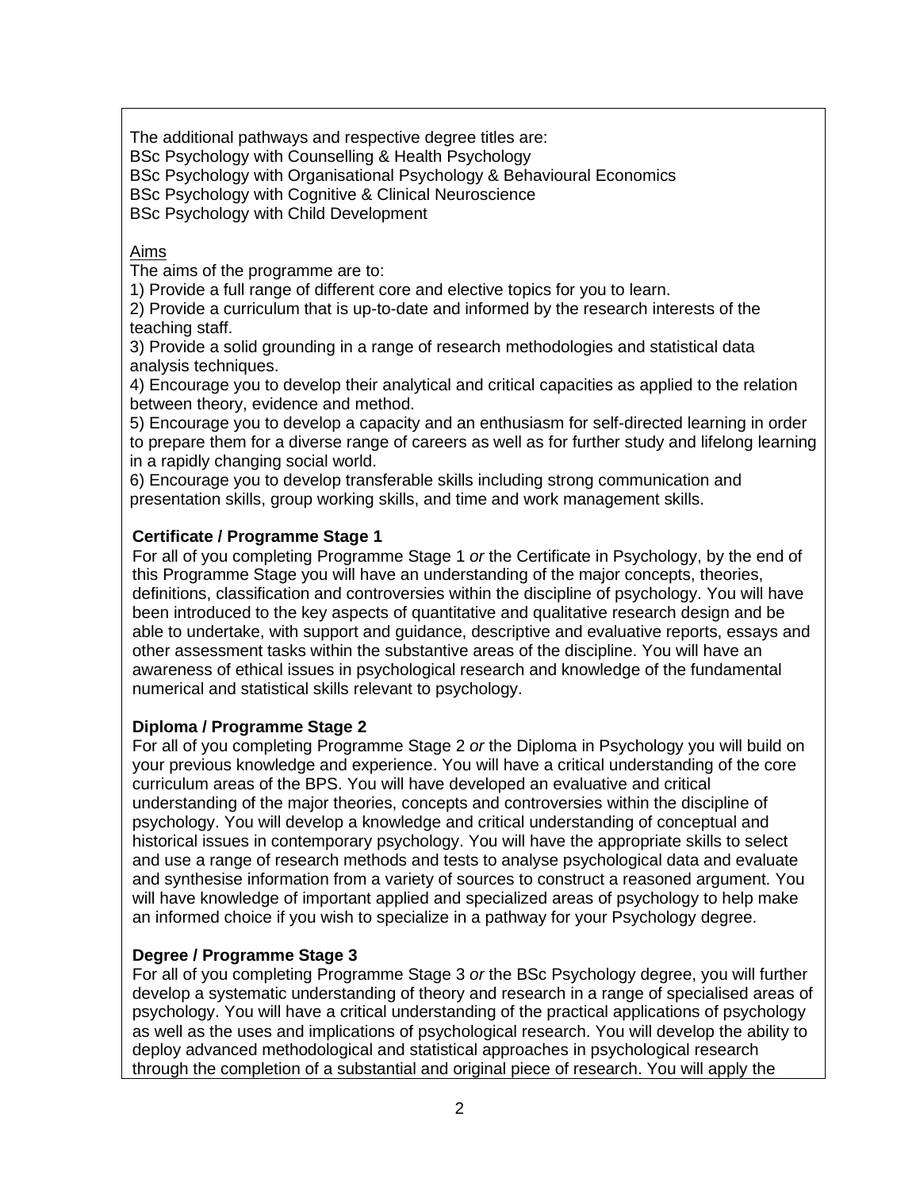The additional pathways and respective degree titles are:
BSc Psychology with Counselling & Health Psychology
BSc Psychology with Organisational Psychology & Behavioural Economics
BSc Psychology with Cognitive & Clinical Neuroscience
BSc Psychology with Child Development

Aims

The aims of the programme are to:

1) Provide a full range of different core and elective topics for you to learn.
2) Provide a curriculum that is up-to-date and informed by the research interests of the teaching staff.
3) Provide a solid grounding in a range of research methodologies and statistical data analysis techniques.
4) Encourage you to develop their analytical and critical capacities as applied to the relation between theory, evidence and method.
5) Encourage you to develop a capacity and an enthusiasm for self-directed learning in order to prepare them for a diverse range of careers as well as for further study and lifelong learning in a rapidly changing social world.
6) Encourage you to develop transferable skills including strong communication and presentation skills, group working skills, and time and work management skills.

**Certificate / Programme Stage 1**

For all of you completing Programme Stage 1 *or* the Certificate in Psychology, by the end of this Programme Stage you will have an understanding of the major concepts, theories, definitions, classification and controversies within the discipline of psychology. You will have been introduced to the key aspects of quantitative and qualitative research design and be able to undertake, with support and guidance, descriptive and evaluative reports, essays and other assessment tasks within the substantive areas of the discipline. You will have an awareness of ethical issues in psychological research and knowledge of the fundamental numerical and statistical skills relevant to psychology.

**Diploma / Programme Stage 2**

For all of you completing Programme Stage 2 *or* the Diploma in Psychology you will build on your previous knowledge and experience. You will have a critical understanding of the core curriculum areas of the BPS. You will have developed an evaluative and critical understanding of the major theories, concepts and controversies within the discipline of psychology. You will develop a knowledge and critical understanding of conceptual and historical issues in contemporary psychology. You will have the appropriate skills to select and use a range of research methods and tests to analyse psychological data and evaluate and synthesise information from a variety of sources to construct a reasoned argument. You will have knowledge of important applied and specialized areas of psychology to help make an informed choice if you wish to specialize in a pathway for your Psychology degree.

**Degree / Programme Stage 3**

For all of you completing Programme Stage 3 *or* the BSc Psychology degree, you will further develop a systematic understanding of theory and research in a range of specialised areas of psychology. You will have a critical understanding of the practical applications of psychology as well as the uses and implications of psychological research. You will develop the ability to deploy advanced methodological and statistical approaches in psychological research through the completion of a substantial and original piece of research. You will apply the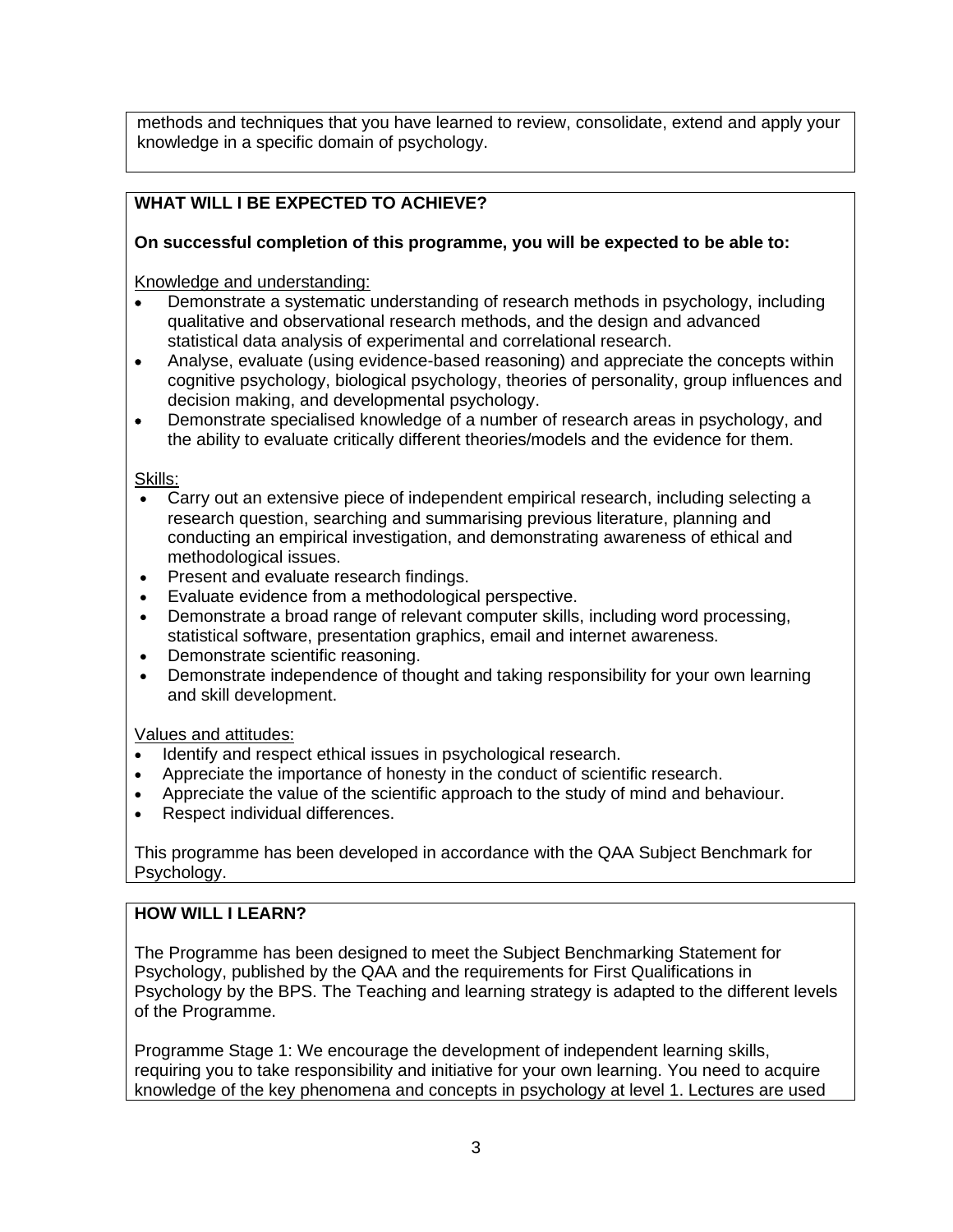methods and techniques that you have learned to review, consolidate, extend and apply your knowledge in a specific domain of psychology.

**WHAT WILL I BE EXPECTED TO ACHIEVE?**

**On successful completion of this programme, you will be expected to be able to:**

Knowledge and understanding:

- Demonstrate a systematic understanding of research methods in psychology, including qualitative and observational research methods, and the design and advanced statistical data analysis of experimental and correlational research.
- Analyse, evaluate (using evidence-based reasoning) and appreciate the concepts within cognitive psychology, biological psychology, theories of personality, group influences and decision making, and developmental psychology.
- Demonstrate specialised knowledge of a number of research areas in psychology, and the ability to evaluate critically different theories/models and the evidence for them.

Skills:

- Carry out an extensive piece of independent empirical research, including selecting a research question, searching and summarising previous literature, planning and conducting an empirical investigation, and demonstrating awareness of ethical and methodological issues.
- Present and evaluate research findings.
- Evaluate evidence from a methodological perspective.
- Demonstrate a broad range of relevant computer skills, including word processing, statistical software, presentation graphics, email and internet awareness.
- Demonstrate scientific reasoning.
- Demonstrate independence of thought and taking responsibility for your own learning and skill development.

Values and attitudes:

- Identify and respect ethical issues in psychological research.
- Appreciate the importance of honesty in the conduct of scientific research.
- Appreciate the value of the scientific approach to the study of mind and behaviour.
- Respect individual differences.

This programme has been developed in accordance with the QAA Subject Benchmark for Psychology.

**HOW WILL I LEARN?**

The Programme has been designed to meet the Subject Benchmarking Statement for Psychology, published by the QAA and the requirements for First Qualifications in Psychology by the BPS. The Teaching and learning strategy is adapted to the different levels of the Programme.

Programme Stage 1: We encourage the development of independent learning skills, requiring you to take responsibility and initiative for your own learning. You need to acquire knowledge of the key phenomena and concepts in psychology at level 1. Lectures are used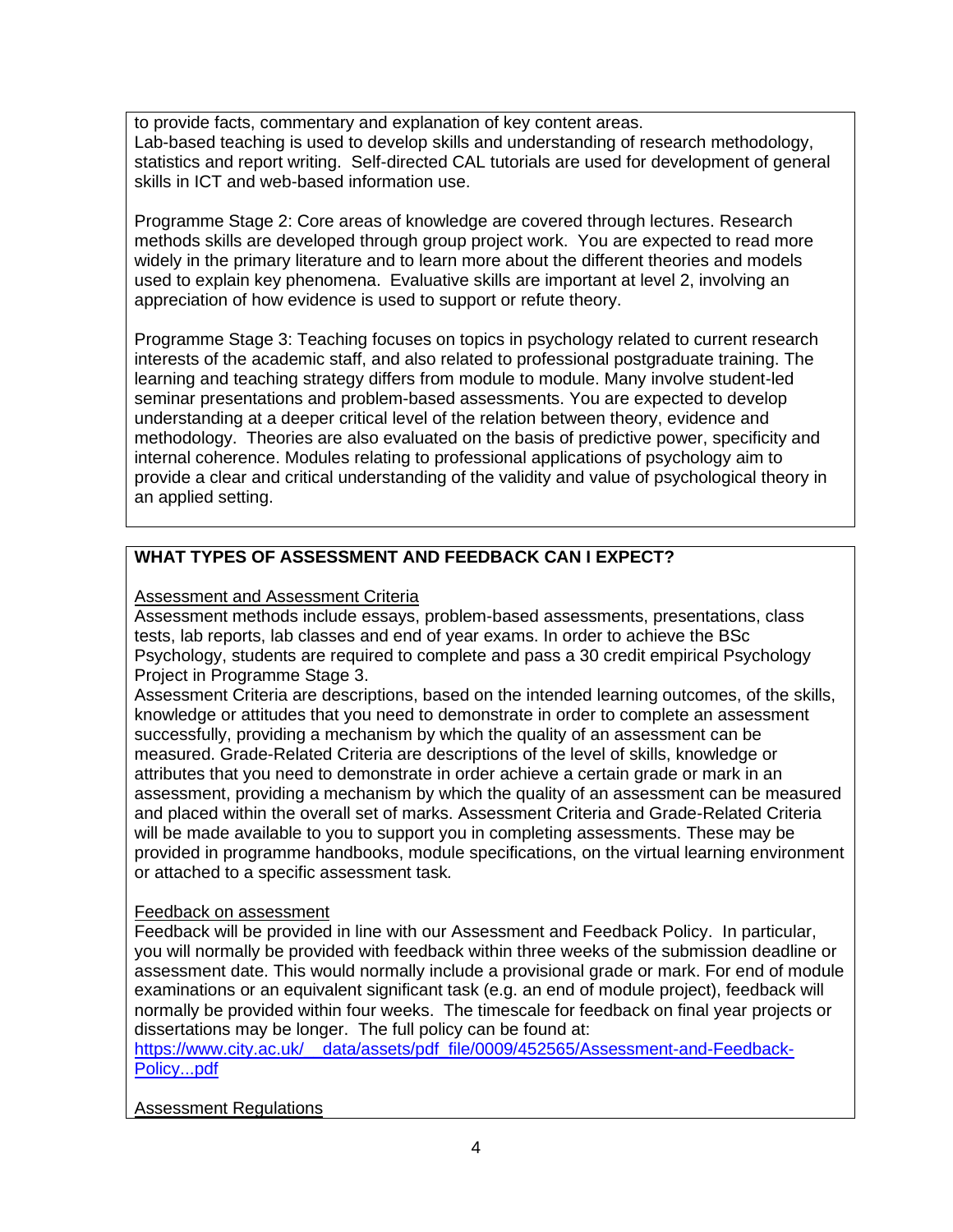to provide facts, commentary and explanation of key content areas.
Lab-based teaching is used to develop skills and understanding of research methodology, statistics and report writing. Self-directed CAL tutorials are used for development of general skills in ICT and web-based information use.

Programme Stage 2: Core areas of knowledge are covered through lectures. Research methods skills are developed through group project work. You are expected to read more widely in the primary literature and to learn more about the different theories and models used to explain key phenomena. Evaluative skills are important at level 2, involving an appreciation of how evidence is used to support or refute theory.

Programme Stage 3: Teaching focuses on topics in psychology related to current research interests of the academic staff, and also related to professional postgraduate training. The learning and teaching strategy differs from module to module. Many involve student-led seminar presentations and problem-based assessments. You are expected to develop understanding at a deeper critical level of the relation between theory, evidence and methodology. Theories are also evaluated on the basis of predictive power, specificity and internal coherence. Modules relating to professional applications of psychology aim to provide a clear and critical understanding of the validity and value of psychological theory in an applied setting.

## WHAT TYPES OF ASSESSMENT AND FEEDBACK CAN I EXPECT?

Assessment and Assessment Criteria

Assessment methods include essays, problem-based assessments, presentations, class tests, lab reports, lab classes and end of year exams. In order to achieve the BSc Psychology, students are required to complete and pass a 30 credit empirical Psychology Project in Programme Stage 3.

Assessment Criteria are descriptions, based on the intended learning outcomes, of the skills, knowledge or attitudes that you need to demonstrate in order to complete an assessment successfully, providing a mechanism by which the quality of an assessment can be measured. Grade-Related Criteria are descriptions of the level of skills, knowledge or attributes that you need to demonstrate in order achieve a certain grade or mark in an assessment, providing a mechanism by which the quality of an assessment can be measured and placed within the overall set of marks. Assessment Criteria and Grade-Related Criteria will be made available to you to support you in completing assessments. These may be provided in programme handbooks, module specifications, on the virtual learning environment or attached to a specific assessment task.

Feedback on assessment

Feedback will be provided in line with our Assessment and Feedback Policy. In particular, you will normally be provided with feedback within three weeks of the submission deadline or assessment date. This would normally include a provisional grade or mark. For end of module examinations or an equivalent significant task (e.g. an end of module project), feedback will normally be provided within four weeks. The timescale for feedback on final year projects or dissertations may be longer. The full policy can be found at:
https://www.city.ac.uk/__data/assets/pdf_file/0009/452565/Assessment-and-Feedback-Policy...pdf

Assessment Regulations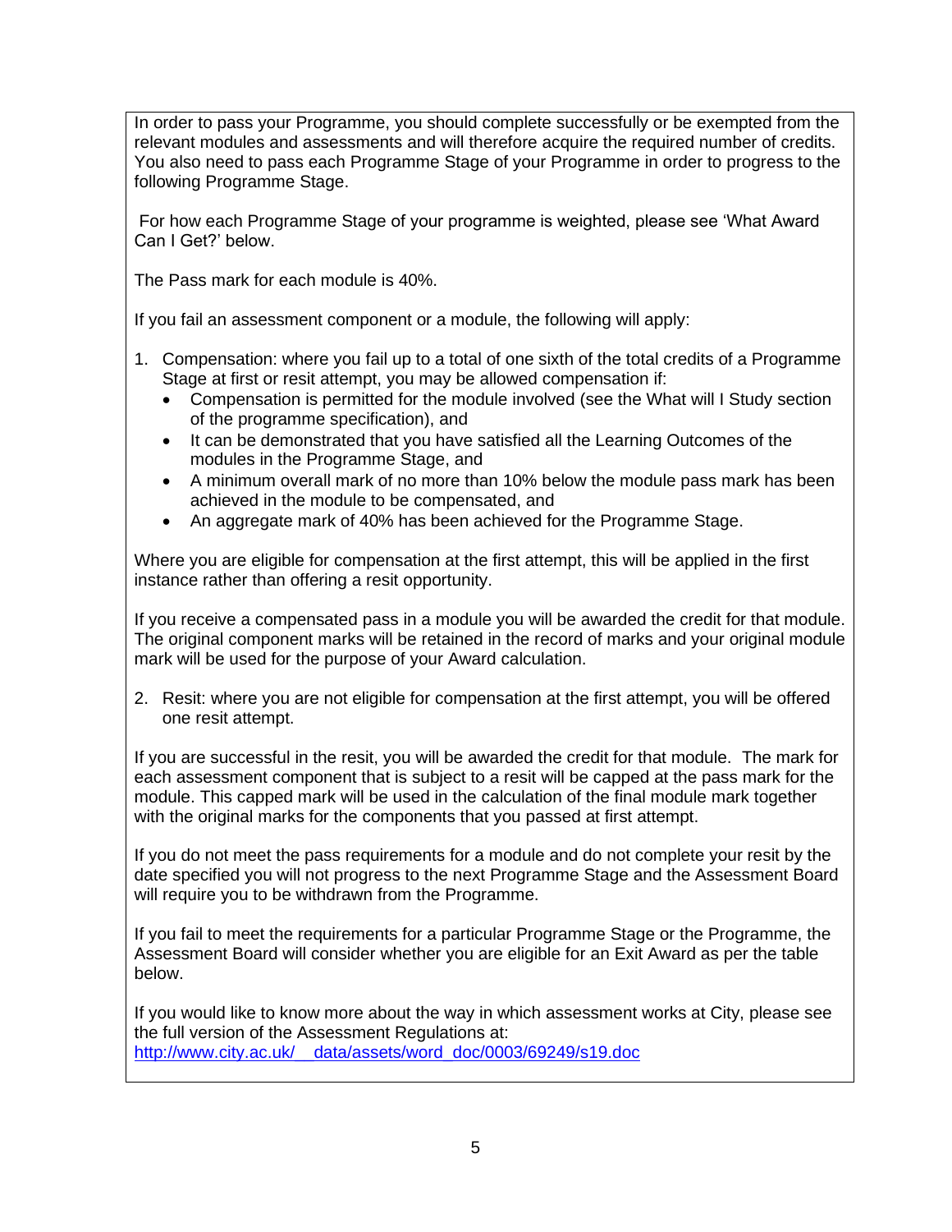In order to pass your Programme, you should complete successfully or be exempted from the relevant modules and assessments and will therefore acquire the required number of credits. You also need to pass each Programme Stage of your Programme in order to progress to the following Programme Stage.

For how each Programme Stage of your programme is weighted, please see 'What Award Can I Get?' below.

The Pass mark for each module is 40%.

If you fail an assessment component or a module, the following will apply:

1. Compensation: where you fail up to a total of one sixth of the total credits of a Programme Stage at first or resit attempt, you may be allowed compensation if:
   - Compensation is permitted for the module involved (see the What will I Study section of the programme specification), and
   - It can be demonstrated that you have satisfied all the Learning Outcomes of the modules in the Programme Stage, and
   - A minimum overall mark of no more than 10% below the module pass mark has been achieved in the module to be compensated, and
   - An aggregate mark of 40% has been achieved for the Programme Stage.

Where you are eligible for compensation at the first attempt, this will be applied in the first instance rather than offering a resit opportunity.

If you receive a compensated pass in a module you will be awarded the credit for that module. The original component marks will be retained in the record of marks and your original module mark will be used for the purpose of your Award calculation.

2. Resit: where you are not eligible for compensation at the first attempt, you will be offered one resit attempt.

If you are successful in the resit, you will be awarded the credit for that module. The mark for each assessment component that is subject to a resit will be capped at the pass mark for the module. This capped mark will be used in the calculation of the final module mark together with the original marks for the components that you passed at first attempt.

If you do not meet the pass requirements for a module and do not complete your resit by the date specified you will not progress to the next Programme Stage and the Assessment Board will require you to be withdrawn from the Programme.

If you fail to meet the requirements for a particular Programme Stage or the Programme, the Assessment Board will consider whether you are eligible for an Exit Award as per the table below.

If you would like to know more about the way in which assessment works at City, please see the full version of the Assessment Regulations at:
http://www.city.ac.uk/__data/assets/word_doc/0003/69249/s19.doc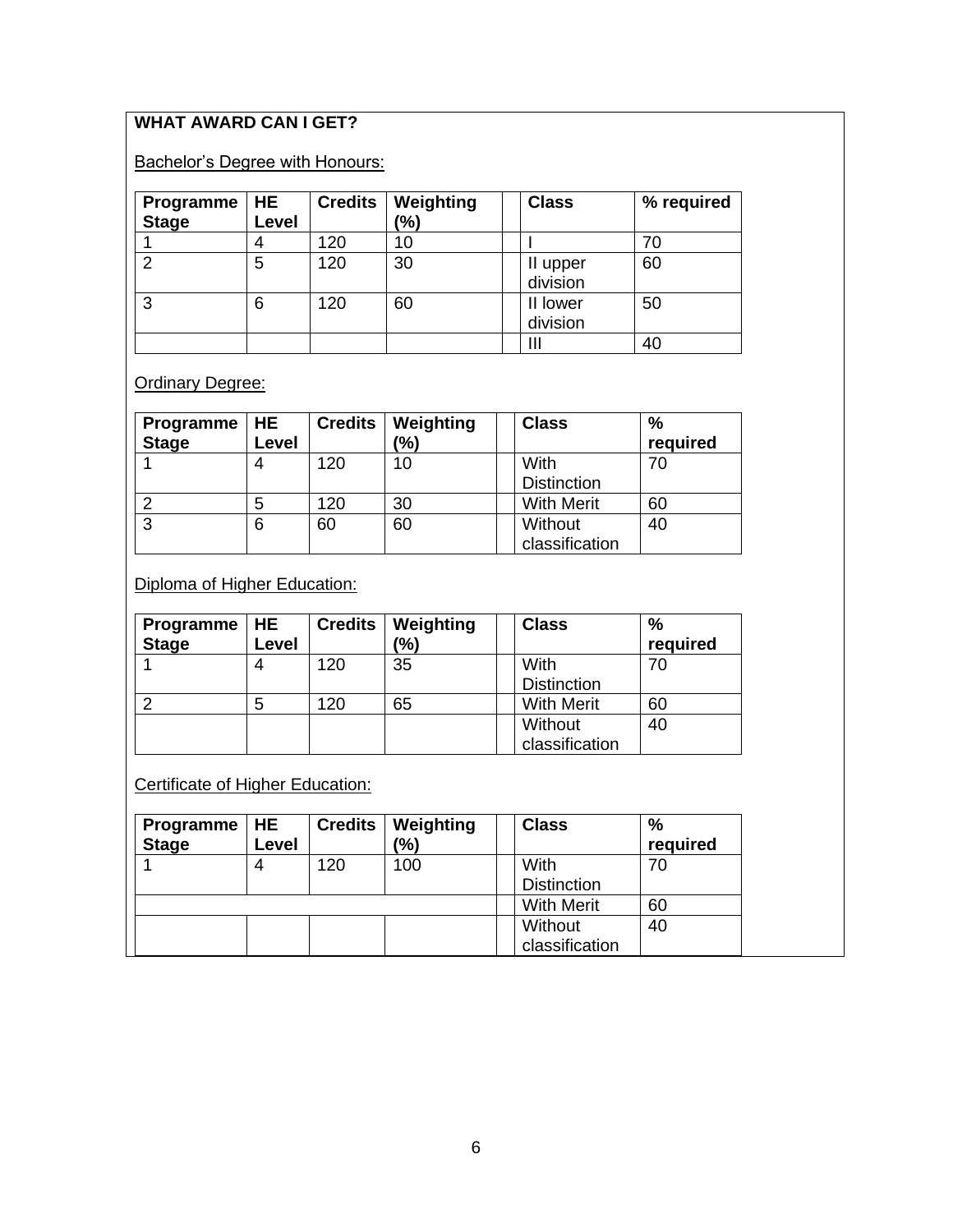**WHAT AWARD CAN I GET?**

Bachelor's Degree with Honours:

| Programme Stage | HE Level | Credits | Weighting (%) | | Class | % required |
|---|---|---|---|---|---|---|
| 1 | 4 | 120 | 10 | | I | 70 |
| 2 | 5 | 120 | 30 | | II upper division | 60 |
| 3 | 6 | 120 | 60 | | II lower division | 50 |
| | | | | | III | 40 |

Ordinary Degree:

| Programme Stage | HE Level | Credits | Weighting (%) | | Class | % required |
|---|---|---|---|---|---|---|
| 1 | 4 | 120 | 10 | | With Distinction | 70 |
| 2 | 5 | 120 | 30 | | With Merit | 60 |
| 3 | 6 | 60 | 60 | | Without classification | 40 |

Diploma of Higher Education:

| Programme Stage | HE Level | Credits | Weighting (%) | | Class | % required |
|---|---|---|---|---|---|---|
| 1 | 4 | 120 | 35 | | With Distinction | 70 |
| 2 | 5 | 120 | 65 | | With Merit | 60 |
| | | | | | Without classification | 40 |

Certificate of Higher Education:

| Programme Stage | HE Level | Credits | Weighting (%) | | Class | % required |
|---|---|---|---|---|---|---|
| 1 | 4 | 120 | 100 | | With Distinction | 70 |
| | | | | | With Merit | 60 |
| | | | | | Without classification | 40 |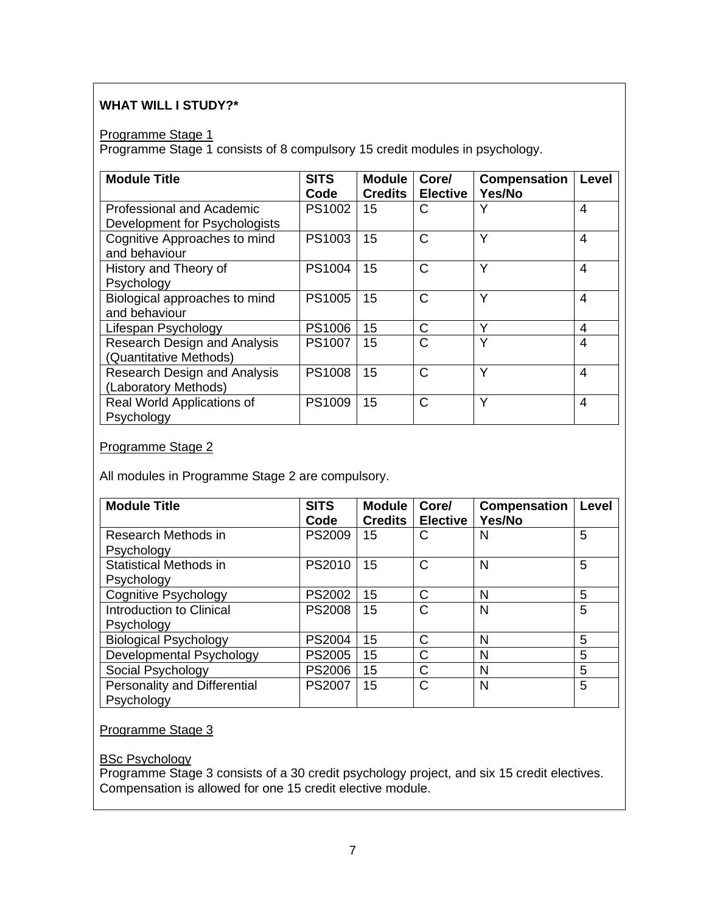**WHAT WILL I STUDY?***

Programme Stage 1

Programme Stage 1 consists of 8 compulsory 15 credit modules in psychology.

| Module Title | SITS Code | Module Credits | Core/ Elective | Compensation Yes/No | Level |
|---|---|---|---|---|---|
| Professional and Academic Development for Psychologists | PS1002 | 15 | C | Y | 4 |
| Cognitive Approaches to mind and behaviour | PS1003 | 15 | C | Y | 4 |
| History and Theory of Psychology | PS1004 | 15 | C | Y | 4 |
| Biological approaches to mind and behaviour | PS1005 | 15 | C | Y | 4 |
| Lifespan Psychology | PS1006 | 15 | C | Y | 4 |
| Research Design and Analysis (Quantitative Methods) | PS1007 | 15 | C | Y | 4 |
| Research Design and Analysis (Laboratory Methods) | PS1008 | 15 | C | Y | 4 |
| Real World Applications of Psychology | PS1009 | 15 | C | Y | 4 |

Programme Stage 2

All modules in Programme Stage 2 are compulsory.

| Module Title | SITS Code | Module Credits | Core/ Elective | Compensation Yes/No | Level |
|---|---|---|---|---|---|
| Research Methods in Psychology | PS2009 | 15 | C | N | 5 |
| Statistical Methods in Psychology | PS2010 | 15 | C | N | 5 |
| Cognitive Psychology | PS2002 | 15 | C | N | 5 |
| Introduction to Clinical Psychology | PS2008 | 15 | C | N | 5 |
| Biological Psychology | PS2004 | 15 | C | N | 5 |
| Developmental Psychology | PS2005 | 15 | C | N | 5 |
| Social Psychology | PS2006 | 15 | C | N | 5 |
| Personality and Differential Psychology | PS2007 | 15 | C | N | 5 |

Programme Stage 3

BSc Psychology

Programme Stage 3 consists of a 30 credit psychology project, and six 15 credit electives. Compensation is allowed for one 15 credit elective module.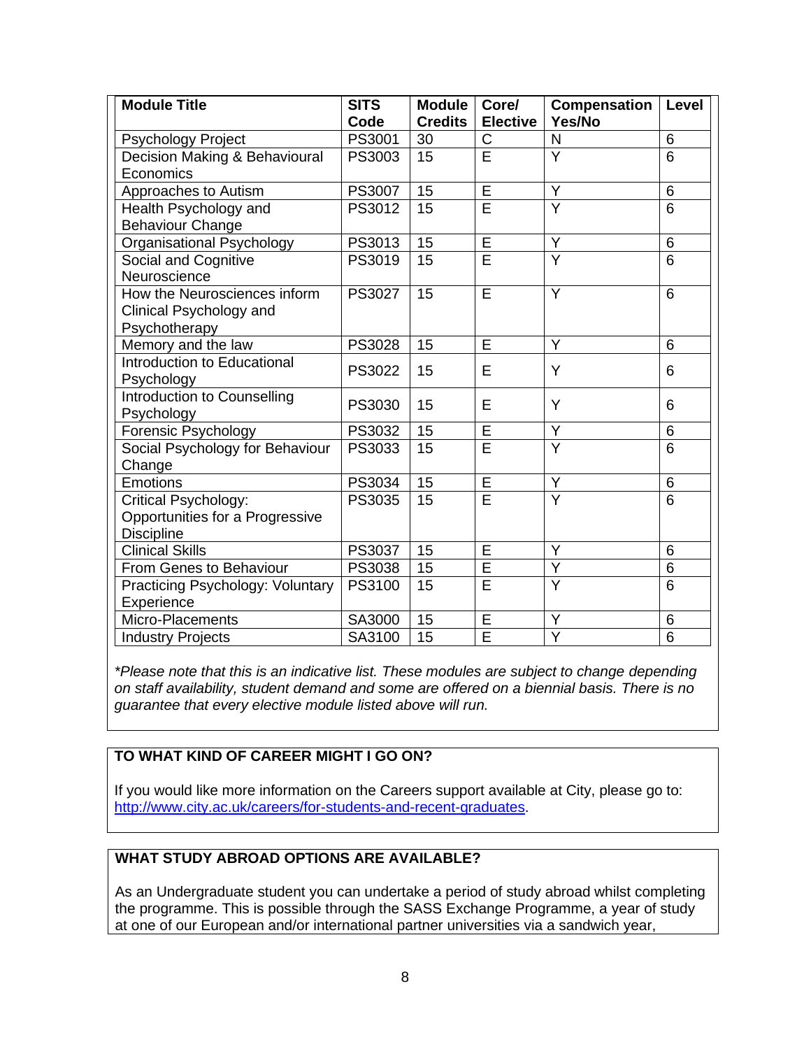| Module Title | SITS Code | Module Credits | Core/ Elective | Compensation Yes/No | Level |
|---|---|---|---|---|---|
| Psychology Project | PS3001 | 30 | C | N | 6 |
| Decision Making & Behavioural Economics | PS3003 | 15 | E | Y | 6 |
| Approaches to Autism | PS3007 | 15 | E | Y | 6 |
| Health Psychology and Behaviour Change | PS3012 | 15 | E | Y | 6 |
| Organisational Psychology | PS3013 | 15 | E | Y | 6 |
| Social and Cognitive Neuroscience | PS3019 | 15 | E | Y | 6 |
| How the Neurosciences inform Clinical Psychology and Psychotherapy | PS3027 | 15 | E | Y | 6 |
| Memory and the law | PS3028 | 15 | E | Y | 6 |
| Introduction to Educational Psychology | PS3022 | 15 | E | Y | 6 |
| Introduction to Counselling Psychology | PS3030 | 15 | E | Y | 6 |
| Forensic Psychology | PS3032 | 15 | E | Y | 6 |
| Social Psychology for Behaviour Change | PS3033 | 15 | E | Y | 6 |
| Emotions | PS3034 | 15 | E | Y | 6 |
| Critical Psychology: Opportunities for a Progressive Discipline | PS3035 | 15 | E | Y | 6 |
| Clinical Skills | PS3037 | 15 | E | Y | 6 |
| From Genes to Behaviour | PS3038 | 15 | E | Y | 6 |
| Practicing Psychology: Voluntary Experience | PS3100 | 15 | E | Y | 6 |
| Micro-Placements | SA3000 | 15 | E | Y | 6 |
| Industry Projects | SA3100 | 15 | E | Y | 6 |

*\*Please note that this is an indicative list. These modules are subject to change depending on staff availability, student demand and some are offered on a biennial basis. There is no guarantee that every elective module listed above will run.*

**TO WHAT KIND OF CAREER MIGHT I GO ON?**

If you would like more information on the Careers support available at City, please go to: http://www.city.ac.uk/careers/for-students-and-recent-graduates.

**WHAT STUDY ABROAD OPTIONS ARE AVAILABLE?**

As an Undergraduate student you can undertake a period of study abroad whilst completing the programme. This is possible through the SASS Exchange Programme, a year of study at one of our European and/or international partner universities via a sandwich year,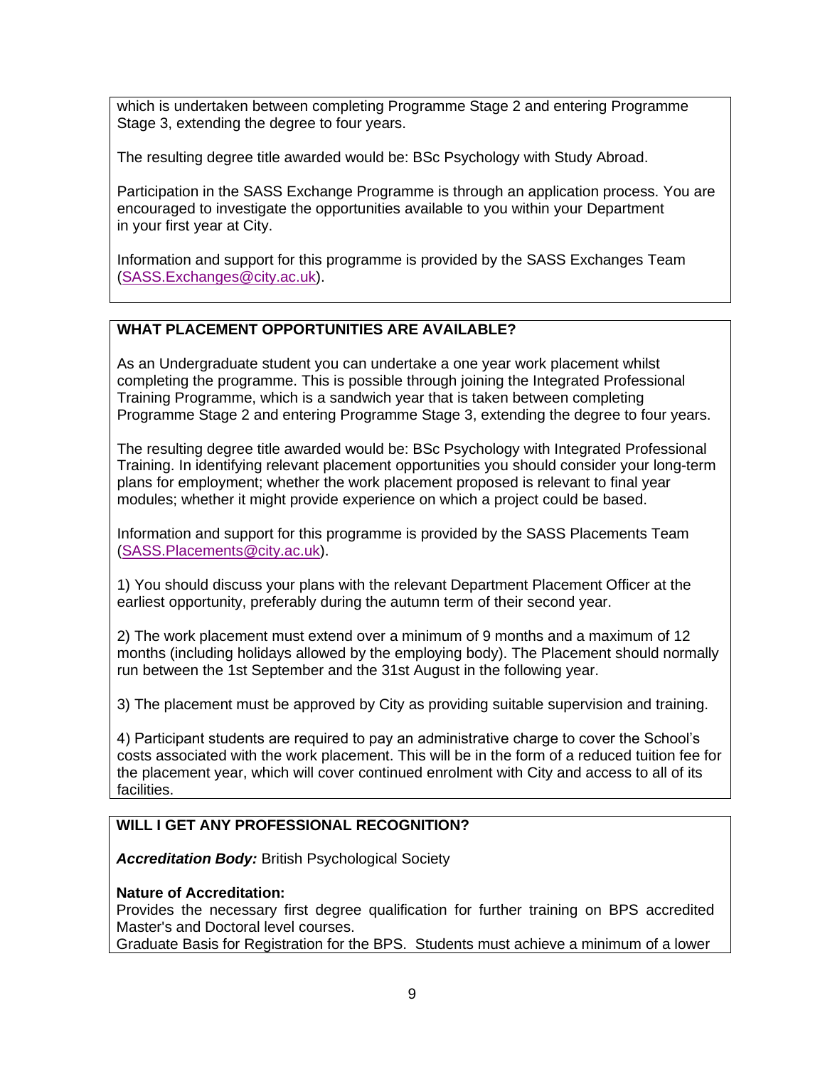which is undertaken between completing Programme Stage 2 and entering Programme Stage 3, extending the degree to four years.

The resulting degree title awarded would be: BSc Psychology with Study Abroad.

Participation in the SASS Exchange Programme is through an application process. You are encouraged to investigate the opportunities available to you within your Department in your first year at City.

Information and support for this programme is provided by the SASS Exchanges Team (SASS.Exchanges@city.ac.uk).

## WHAT PLACEMENT OPPORTUNITIES ARE AVAILABLE?

As an Undergraduate student you can undertake a one year work placement whilst completing the programme. This is possible through joining the Integrated Professional Training Programme, which is a sandwich year that is taken between completing Programme Stage 2 and entering Programme Stage 3, extending the degree to four years.

The resulting degree title awarded would be: BSc Psychology with Integrated Professional Training. In identifying relevant placement opportunities you should consider your long-term plans for employment; whether the work placement proposed is relevant to final year modules; whether it might provide experience on which a project could be based.

Information and support for this programme is provided by the SASS Placements Team (SASS.Placements@city.ac.uk).

1) You should discuss your plans with the relevant Department Placement Officer at the earliest opportunity, preferably during the autumn term of their second year.

2) The work placement must extend over a minimum of 9 months and a maximum of 12 months (including holidays allowed by the employing body). The Placement should normally run between the 1st September and the 31st August in the following year.

3) The placement must be approved by City as providing suitable supervision and training.

4) Participant students are required to pay an administrative charge to cover the School's costs associated with the work placement. This will be in the form of a reduced tuition fee for the placement year, which will cover continued enrolment with City and access to all of its facilities.

## WILL I GET ANY PROFESSIONAL RECOGNITION?

***Accreditation Body:*** British Psychological Society

**Nature of Accreditation:**

Provides the necessary first degree qualification for further training on BPS accredited Master's and Doctoral level courses.

Graduate Basis for Registration for the BPS. Students must achieve a minimum of a lower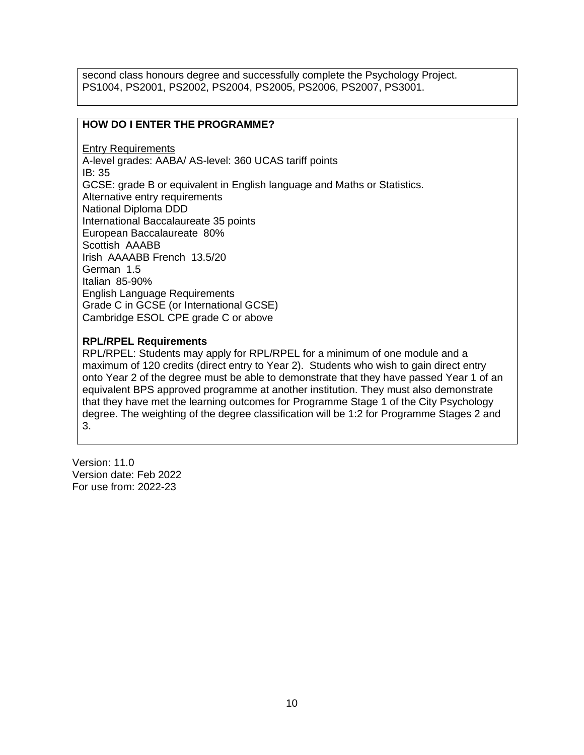second class honours degree and successfully complete the Psychology Project.
PS1004, PS2001, PS2002, PS2004, PS2005, PS2006, PS2007, PS3001.

## HOW DO I ENTER THE PROGRAMME?

Entry Requirements

A-level grades: AABA/ AS-level: 360 UCAS tariff points
IB: 35
GCSE: grade B or equivalent in English language and Maths or Statistics.
Alternative entry requirements
National Diploma DDD
International Baccalaureate 35 points
European Baccalaureate 80%
Scottish AAABB
Irish AAAABB French 13.5/20
German 1.5
Italian 85-90%
English Language Requirements
Grade C in GCSE (or International GCSE)
Cambridge ESOL CPE grade C or above

**RPL/RPEL Requirements**

RPL/RPEL: Students may apply for RPL/RPEL for a minimum of one module and a maximum of 120 credits (direct entry to Year 2). Students who wish to gain direct entry onto Year 2 of the degree must be able to demonstrate that they have passed Year 1 of an equivalent BPS approved programme at another institution. They must also demonstrate that they have met the learning outcomes for Programme Stage 1 of the City Psychology degree. The weighting of the degree classification will be 1:2 for Programme Stages 2 and 3.

Version: 11.0
Version date: Feb 2022
For use from: 2022-23